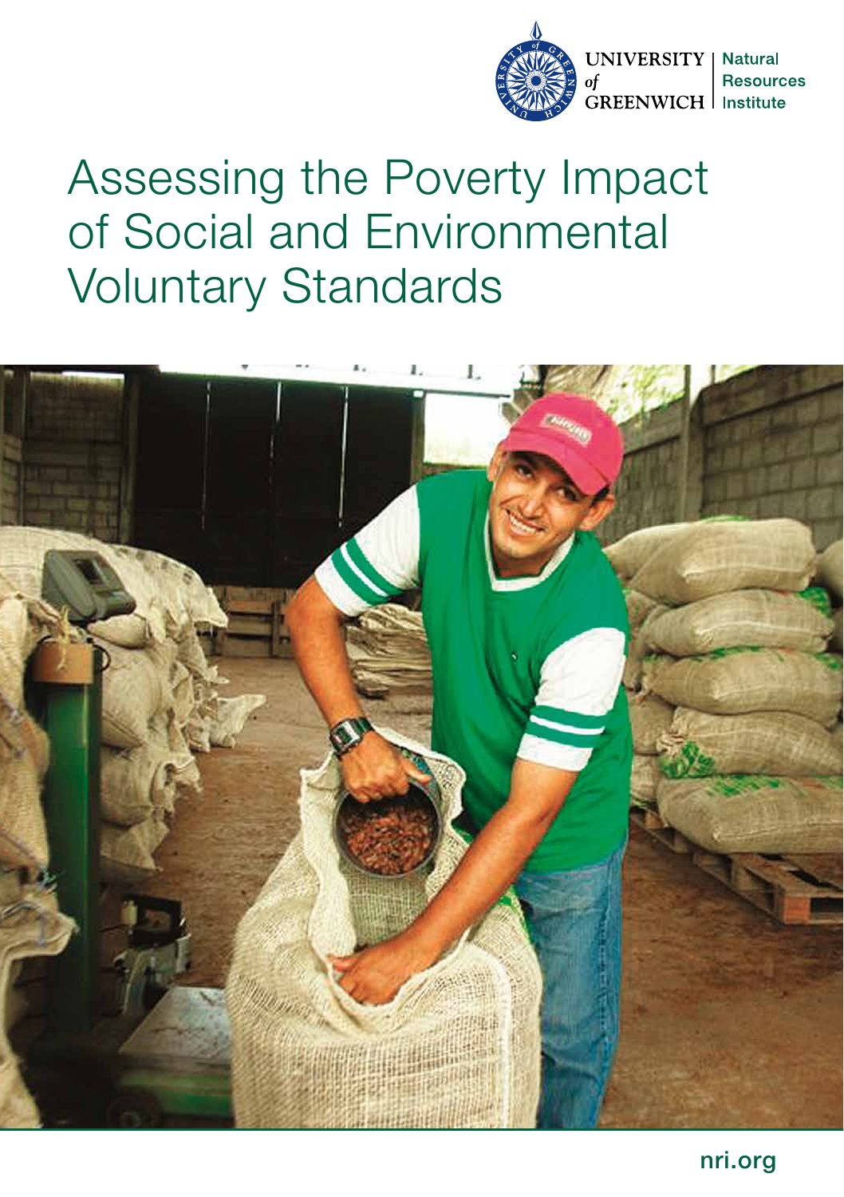UNIVERSITY of GREENWICH | Natural Resources Institute

# Assessing the Poverty Impact of Social and Environmental Voluntary Standards

nri.org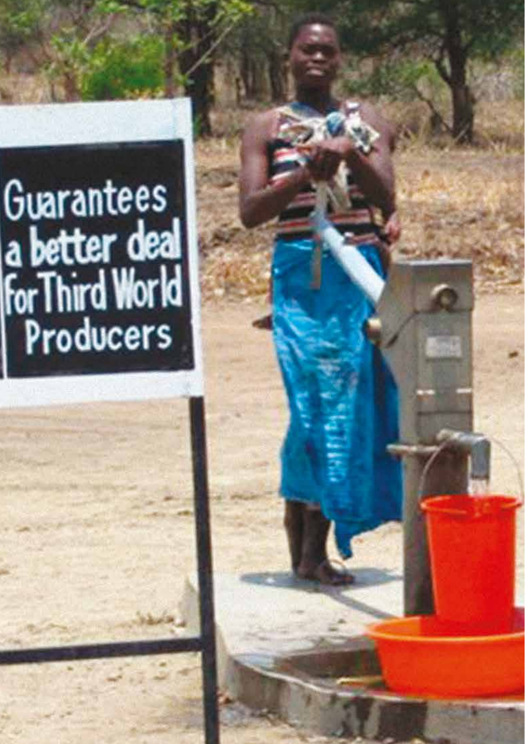Guarantees a better deal for Third World Producers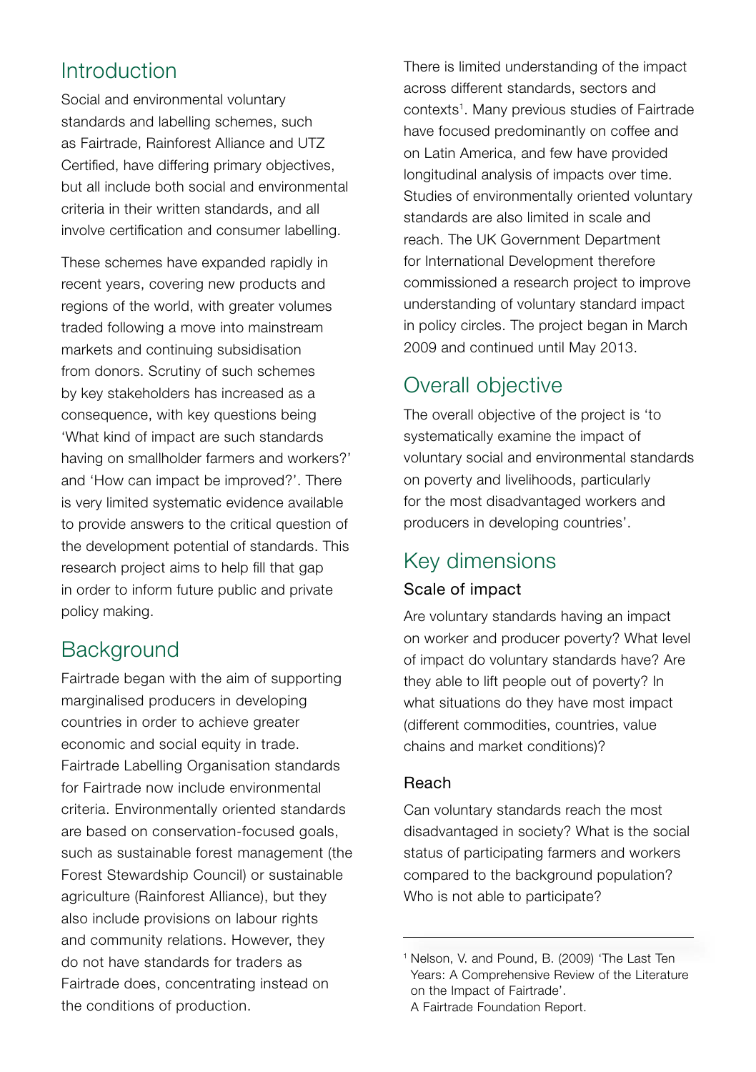## Introduction

Social and environmental voluntary standards and labelling schemes, such as Fairtrade, Rainforest Alliance and UTZ Certified, have differing primary objectives, but all include both social and environmental criteria in their written standards, and all involve certification and consumer labelling.

These schemes have expanded rapidly in recent years, covering new products and regions of the world, with greater volumes traded following a move into mainstream markets and continuing subsidisation from donors. Scrutiny of such schemes by key stakeholders has increased as a consequence, with key questions being 'What kind of impact are such standards having on smallholder farmers and workers?' and 'How can impact be improved?'. There is very limited systematic evidence available to provide answers to the critical question of the development potential of standards. This research project aims to help fill that gap in order to inform future public and private policy making.

## Background

Fairtrade began with the aim of supporting marginalised producers in developing countries in order to achieve greater economic and social equity in trade. Fairtrade Labelling Organisation standards for Fairtrade now include environmental criteria. Environmentally oriented standards are based on conservation-focused goals, such as sustainable forest management (the Forest Stewardship Council) or sustainable agriculture (Rainforest Alliance), but they also include provisions on labour rights and community relations. However, they do not have standards for traders as Fairtrade does, concentrating instead on the conditions of production.

There is limited understanding of the impact across different standards, sectors and contexts[1]. Many previous studies of Fairtrade have focused predominantly on coffee and on Latin America, and few have provided longitudinal analysis of impacts over time. Studies of environmentally oriented voluntary standards are also limited in scale and reach. The UK Government Department for International Development therefore commissioned a research project to improve understanding of voluntary standard impact in policy circles. The project began in March 2009 and continued until May 2013.

## Overall objective

The overall objective of the project is 'to systematically examine the impact of voluntary social and environmental standards on poverty and livelihoods, particularly for the most disadvantaged workers and producers in developing countries'.

## Key dimensions

### Scale of impact

Are voluntary standards having an impact on worker and producer poverty? What level of impact do voluntary standards have? Are they able to lift people out of poverty? In what situations do they have most impact (different commodities, countries, value chains and market conditions)?

### Reach

Can voluntary standards reach the most disadvantaged in society? What is the social status of participating farmers and workers compared to the background population? Who is not able to participate?

---

[1] Nelson, V. and Pound, B. (2009) 'The Last Ten Years: A Comprehensive Review of the Literature on the Impact of Fairtrade'. A Fairtrade Foundation Report.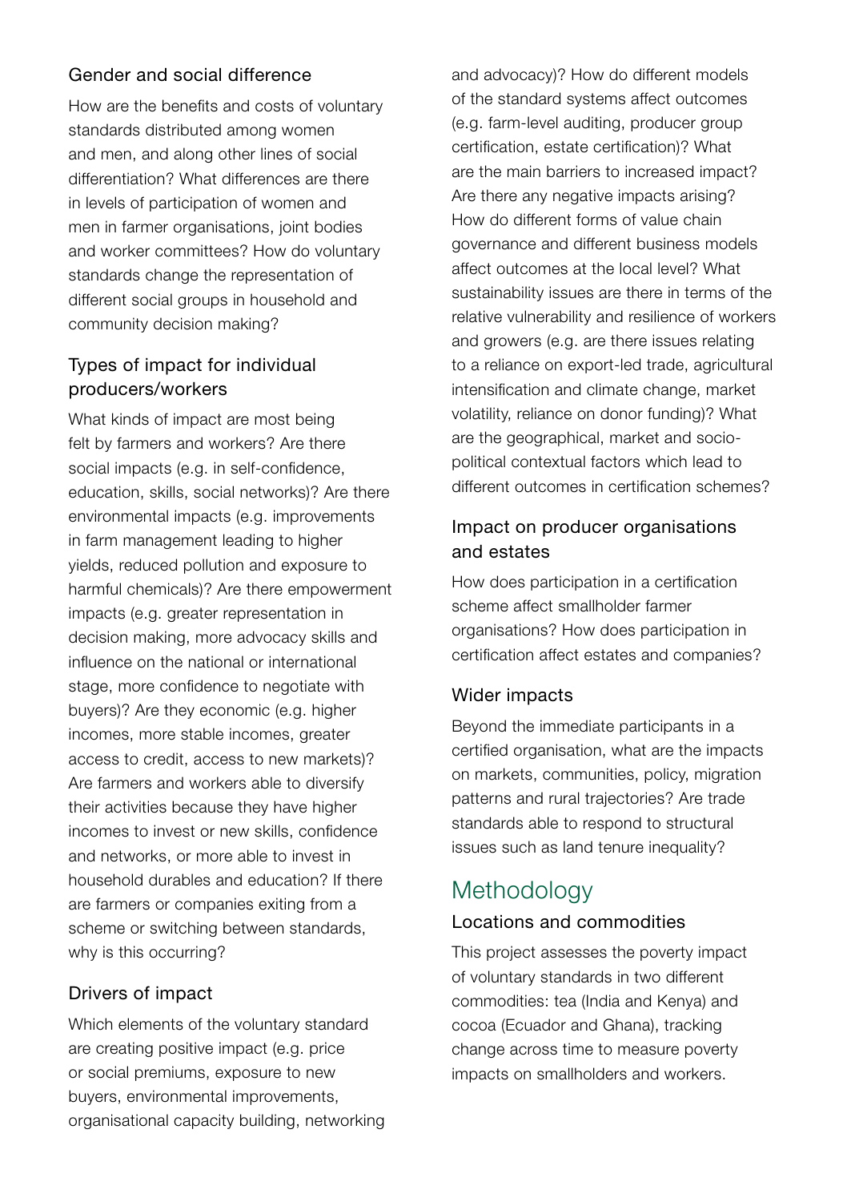### Gender and social difference

How are the benefits and costs of voluntary standards distributed among women and men, and along other lines of social differentiation? What differences are there in levels of participation of women and men in farmer organisations, joint bodies and worker committees? How do voluntary standards change the representation of different social groups in household and community decision making?

### Types of impact for individual producers/workers

What kinds of impact are most being felt by farmers and workers? Are there social impacts (e.g. in self-confidence, education, skills, social networks)? Are there environmental impacts (e.g. improvements in farm management leading to higher yields, reduced pollution and exposure to harmful chemicals)? Are there empowerment impacts (e.g. greater representation in decision making, more advocacy skills and influence on the national or international stage, more confidence to negotiate with buyers)? Are they economic (e.g. higher incomes, more stable incomes, greater access to credit, access to new markets)? Are farmers and workers able to diversify their activities because they have higher incomes to invest or new skills, confidence and networks, or more able to invest in household durables and education? If there are farmers or companies exiting from a scheme or switching between standards, why is this occurring?

### Drivers of impact

Which elements of the voluntary standard are creating positive impact (e.g. price or social premiums, exposure to new buyers, environmental improvements, organisational capacity building, networking and advocacy)? How do different models of the standard systems affect outcomes (e.g. farm-level auditing, producer group certification, estate certification)? What are the main barriers to increased impact? Are there any negative impacts arising? How do different forms of value chain governance and different business models affect outcomes at the local level? What sustainability issues are there in terms of the relative vulnerability and resilience of workers and growers (e.g. are there issues relating to a reliance on export-led trade, agricultural intensification and climate change, market volatility, reliance on donor funding)? What are the geographical, market and socio-political contextual factors which lead to different outcomes in certification schemes?

### Impact on producer organisations and estates

How does participation in a certification scheme affect smallholder farmer organisations? How does participation in certification affect estates and companies?

### Wider impacts

Beyond the immediate participants in a certified organisation, what are the impacts on markets, communities, policy, migration patterns and rural trajectories? Are trade standards able to respond to structural issues such as land tenure inequality?

## Methodology

### Locations and commodities

This project assesses the poverty impact of voluntary standards in two different commodities: tea (India and Kenya) and cocoa (Ecuador and Ghana), tracking change across time to measure poverty impacts on smallholders and workers.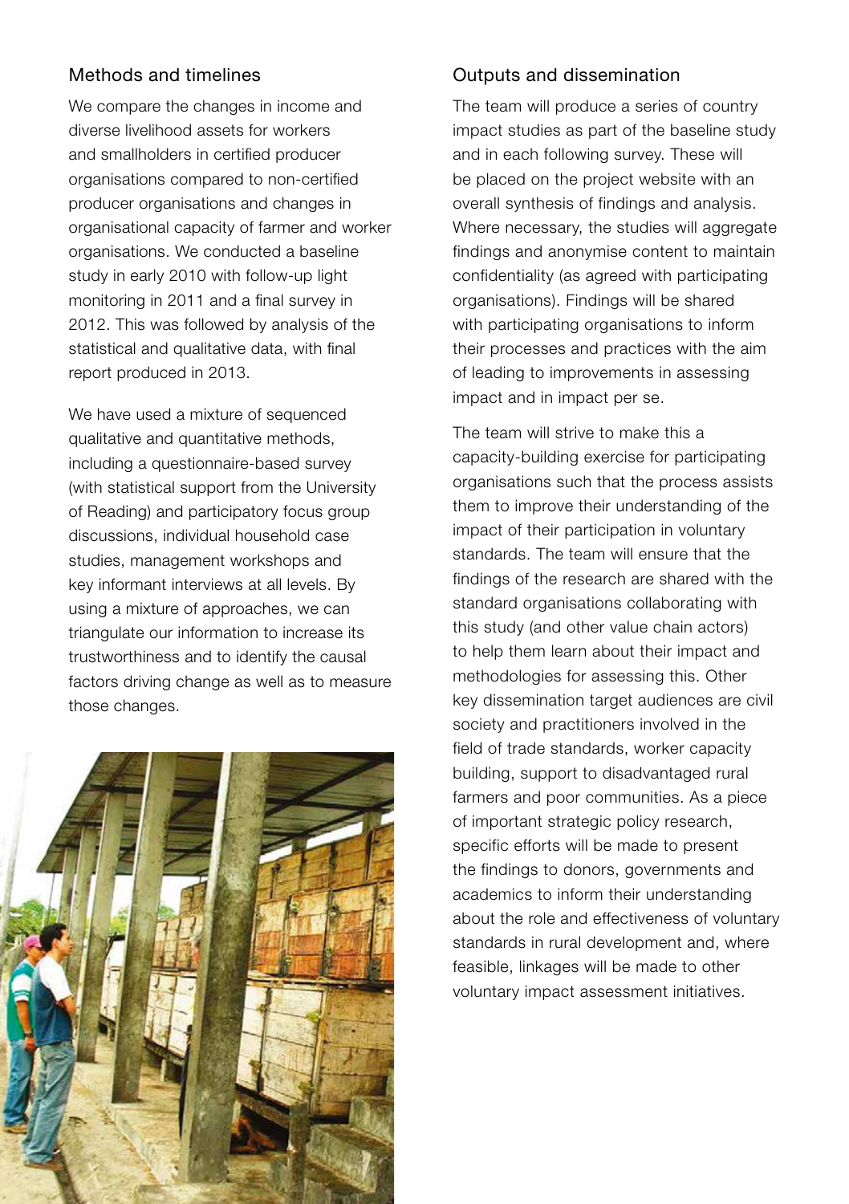## Methods and timelines

We compare the changes in income and diverse livelihood assets for workers and smallholders in certified producer organisations compared to non-certified producer organisations and changes in organisational capacity of farmer and worker organisations. We conducted a baseline study in early 2010 with follow-up light monitoring in 2011 and a final survey in 2012. This was followed by analysis of the statistical and qualitative data, with final report produced in 2013.

We have used a mixture of sequenced qualitative and quantitative methods, including a questionnaire-based survey (with statistical support from the University of Reading) and participatory focus group discussions, individual household case studies, management workshops and key informant interviews at all levels. By using a mixture of approaches, we can triangulate our information to increase its trustworthiness and to identify the causal factors driving change as well as to measure those changes.

## Outputs and dissemination

The team will produce a series of country impact studies as part of the baseline study and in each following survey. These will be placed on the project website with an overall synthesis of findings and analysis. Where necessary, the studies will aggregate findings and anonymise content to maintain confidentiality (as agreed with participating organisations). Findings will be shared with participating organisations to inform their processes and practices with the aim of leading to improvements in assessing impact and in impact per se.

The team will strive to make this a capacity-building exercise for participating organisations such that the process assists them to improve their understanding of the impact of their participation in voluntary standards. The team will ensure that the findings of the research are shared with the standard organisations collaborating with this study (and other value chain actors) to help them learn about their impact and methodologies for assessing this. Other key dissemination target audiences are civil society and practitioners involved in the field of trade standards, worker capacity building, support to disadvantaged rural farmers and poor communities. As a piece of important strategic policy research, specific efforts will be made to present the findings to donors, governments and academics to inform their understanding about the role and effectiveness of voluntary standards in rural development and, where feasible, linkages will be made to other voluntary impact assessment initiatives.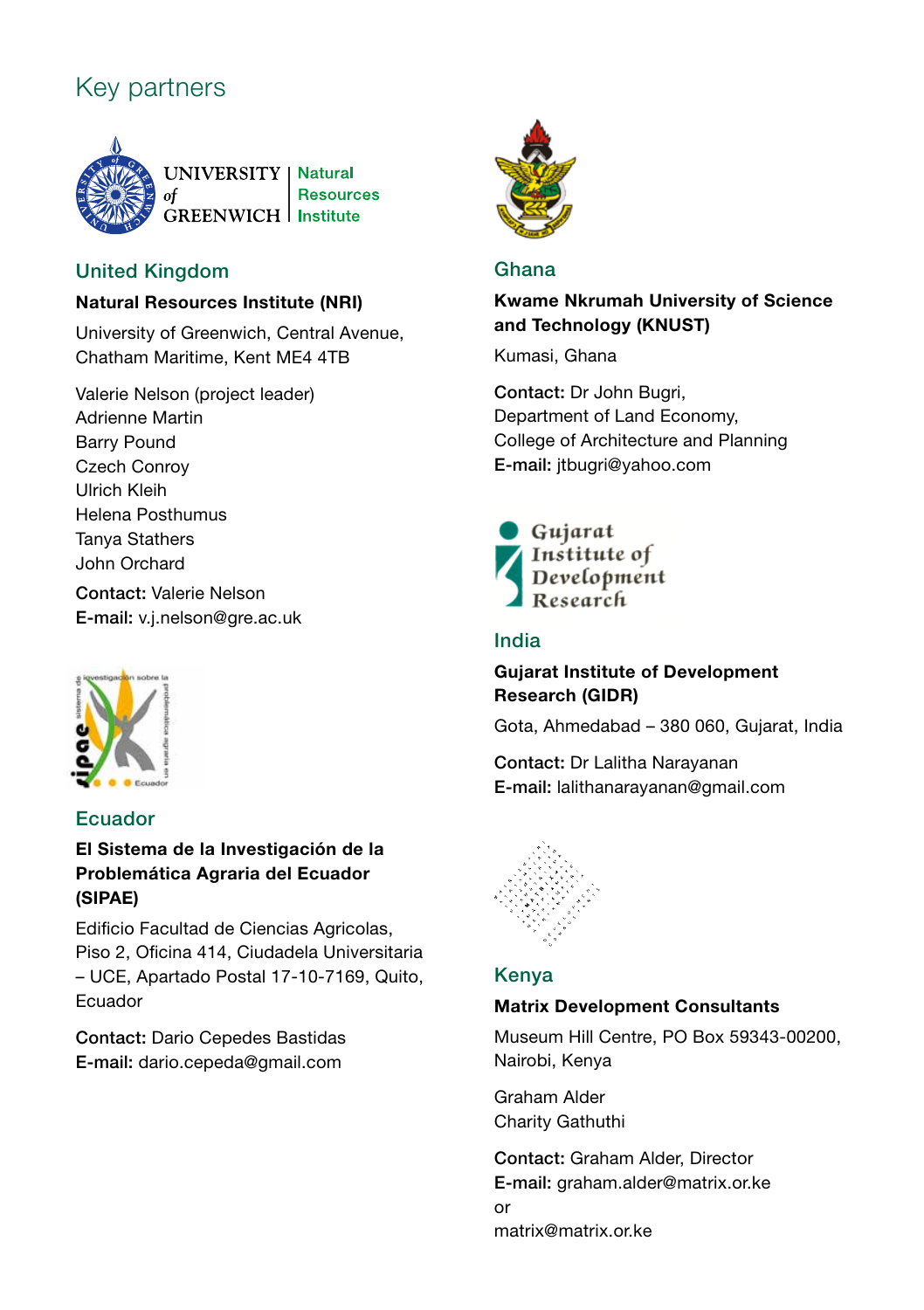# Key partners

## United Kingdom

**Natural Resources Institute (NRI)**

University of Greenwich, Central Avenue, Chatham Maritime, Kent ME4 4TB

Valerie Nelson (project leader)
Adrienne Martin
Barry Pound
Czech Conroy
Ulrich Kleih
Helena Posthumus
Tanya Stathers
John Orchard

**Contact:** Valerie Nelson
**E-mail:** v.j.nelson@gre.ac.uk

## Ecuador

**El Sistema de la Investigación de la Problemática Agraria del Ecuador (SIPAE)**

Edificio Facultad de Ciencias Agricolas, Piso 2, Oficina 414, Ciudadela Universitaria – UCE, Apartado Postal 17-10-7169, Quito, Ecuador

**Contact:** Dario Cepedes Bastidas
**E-mail:** dario.cepeda@gmail.com

## Ghana

**Kwame Nkrumah University of Science and Technology (KNUST)**

Kumasi, Ghana

**Contact:** Dr John Bugri,
Department of Land Economy,
College of Architecture and Planning
**E-mail:** jtbugri@yahoo.com

## India

**Gujarat Institute of Development Research (GIDR)**

Gota, Ahmedabad – 380 060, Gujarat, India

**Contact:** Dr Lalitha Narayanan
**E-mail:** lalithanarayanan@gmail.com

## Kenya

**Matrix Development Consultants**

Museum Hill Centre, PO Box 59343-00200, Nairobi, Kenya

Graham Alder
Charity Gathuthi

**Contact:** Graham Alder, Director
**E-mail:** graham.alder@matrix.or.ke
or
matrix@matrix.or.ke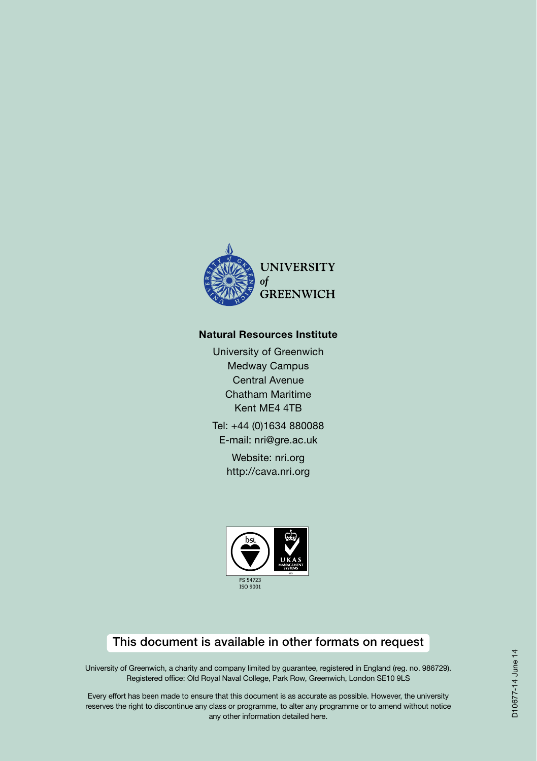UNIVERSITY of GREENWICH

**Natural Resources Institute**

University of Greenwich
Medway Campus
Central Avenue
Chatham Maritime
Kent ME4 4TB

Tel: +44 (0)1634 880088
E-mail: nri@gre.ac.uk

Website: nri.org
http://cava.nri.org

FS 54723
ISO 9001

This document is available in other formats on request

University of Greenwich, a charity and company limited by guarantee, registered in England (reg. no. 986729). Registered office: Old Royal Naval College, Park Row, Greenwich, London SE10 9LS

Every effort has been made to ensure that this document is as accurate as possible. However, the university reserves the right to discontinue any class or programme, to alter any programme or to amend without notice any other information detailed here.

D10677-14 June 14